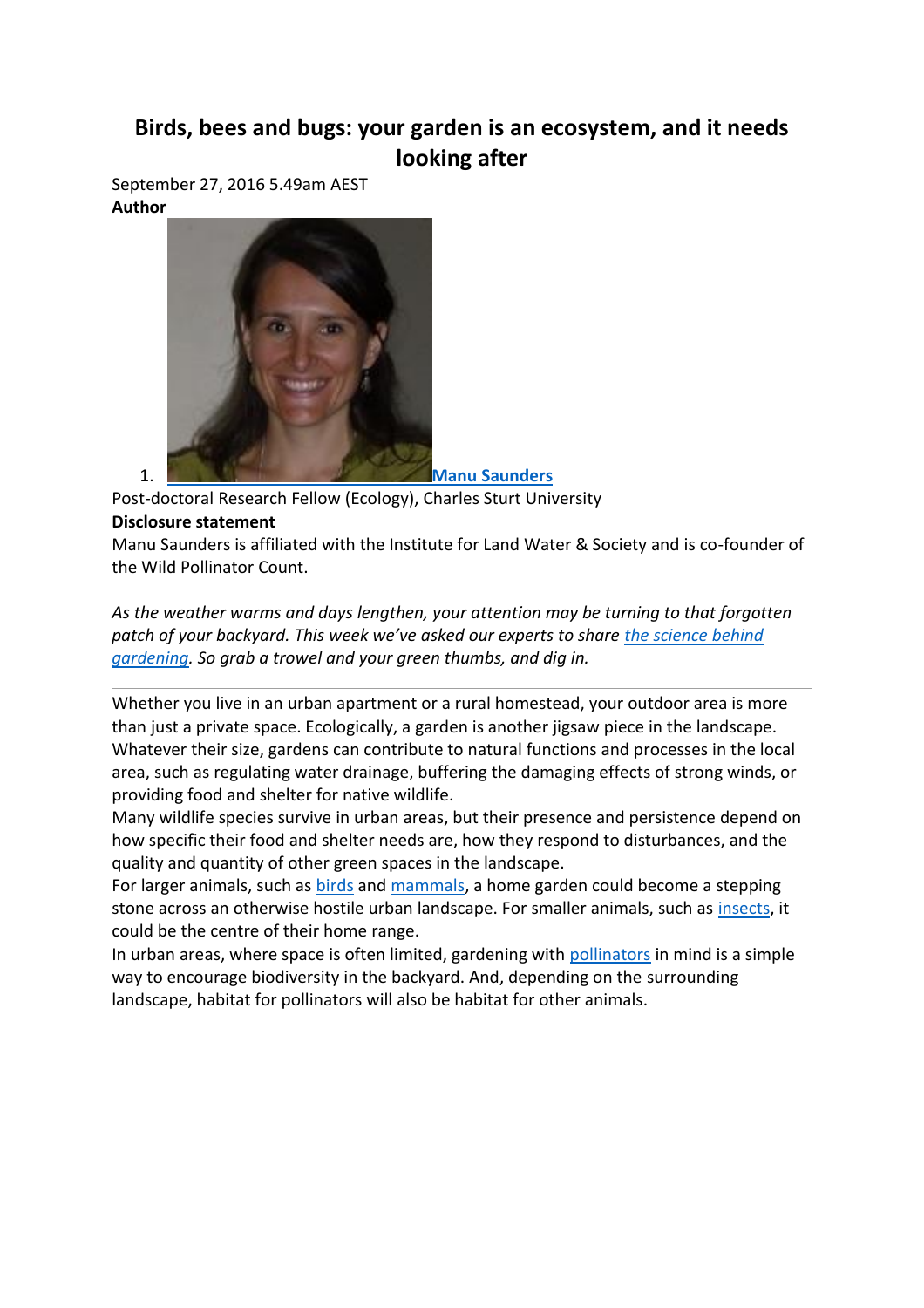# Birds, bees and bugs: your garden is an ecosystem, and it needs looking after

September 27, 2016 5.49am AEST

**Author**

1. **Manu Saunders**

Post-doctoral Research Fellow (Ecology), Charles Sturt University

**Disclosure statement**

Manu Saunders is affiliated with the Institute for Land Water & Society and is co-founder of the Wild Pollinator Count.

*As the weather warms and days lengthen, your attention may be turning to that forgotten patch of your backyard. This week we've asked our experts to share the science behind gardening. So grab a trowel and your green thumbs, and dig in.*

---

Whether you live in an urban apartment or a rural homestead, your outdoor area is more than just a private space. Ecologically, a garden is another jigsaw piece in the landscape. Whatever their size, gardens can contribute to natural functions and processes in the local area, such as regulating water drainage, buffering the damaging effects of strong winds, or providing food and shelter for native wildlife.

Many wildlife species survive in urban areas, but their presence and persistence depend on how specific their food and shelter needs are, how they respond to disturbances, and the quality and quantity of other green spaces in the landscape.

For larger animals, such as birds and mammals, a home garden could become a stepping stone across an otherwise hostile urban landscape. For smaller animals, such as insects, it could be the centre of their home range.

In urban areas, where space is often limited, gardening with pollinators in mind is a simple way to encourage biodiversity in the backyard. And, depending on the surrounding landscape, habitat for pollinators will also be habitat for other animals.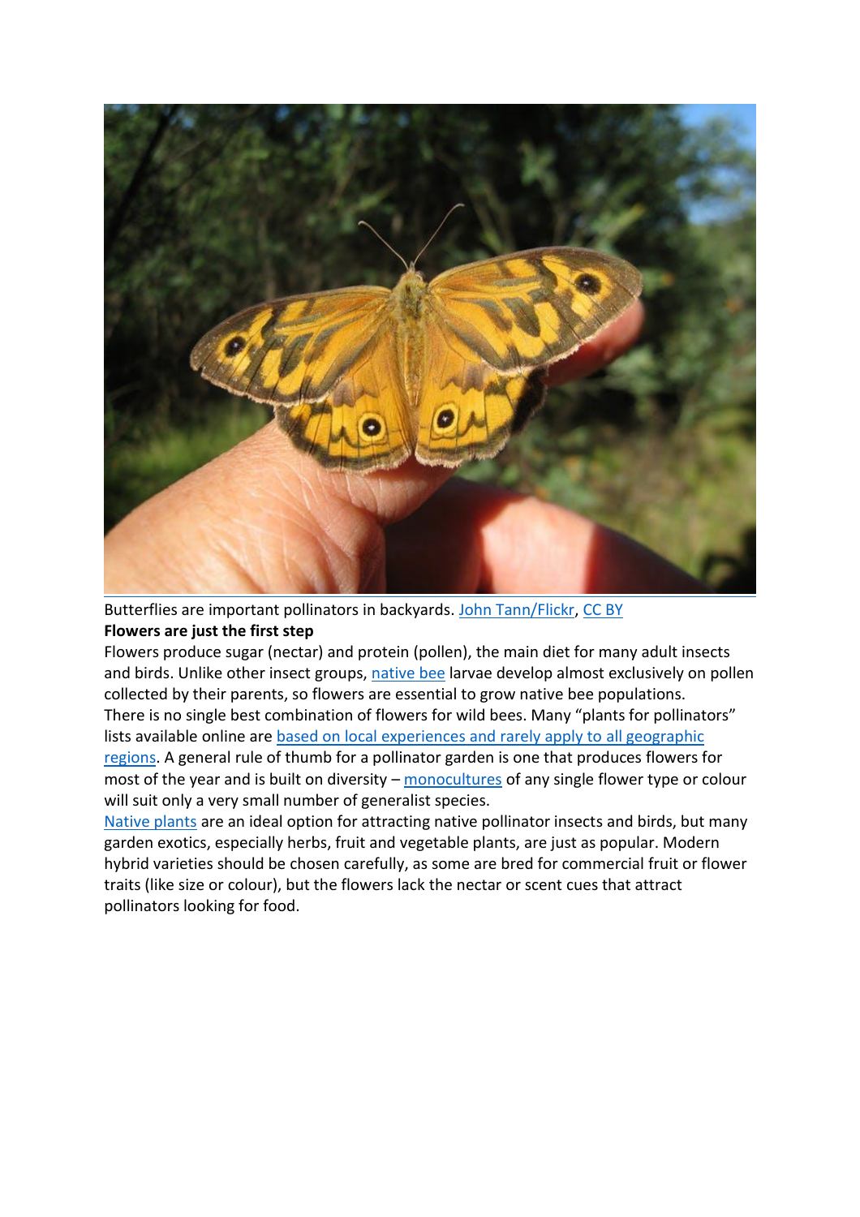Butterflies are important pollinators in backyards. John Tann/Flickr, CC BY

**Flowers are just the first step**

Flowers produce sugar (nectar) and protein (pollen), the main diet for many adult insects and birds. Unlike other insect groups, native bee larvae develop almost exclusively on pollen collected by their parents, so flowers are essential to grow native bee populations.

There is no single best combination of flowers for wild bees. Many "plants for pollinators" lists available online are based on local experiences and rarely apply to all geographic regions. A general rule of thumb for a pollinator garden is one that produces flowers for most of the year and is built on diversity – monocultures of any single flower type or colour will suit only a very small number of generalist species.

Native plants are an ideal option for attracting native pollinator insects and birds, but many garden exotics, especially herbs, fruit and vegetable plants, are just as popular. Modern hybrid varieties should be chosen carefully, as some are bred for commercial fruit or flower traits (like size or colour), but the flowers lack the nectar or scent cues that attract pollinators looking for food.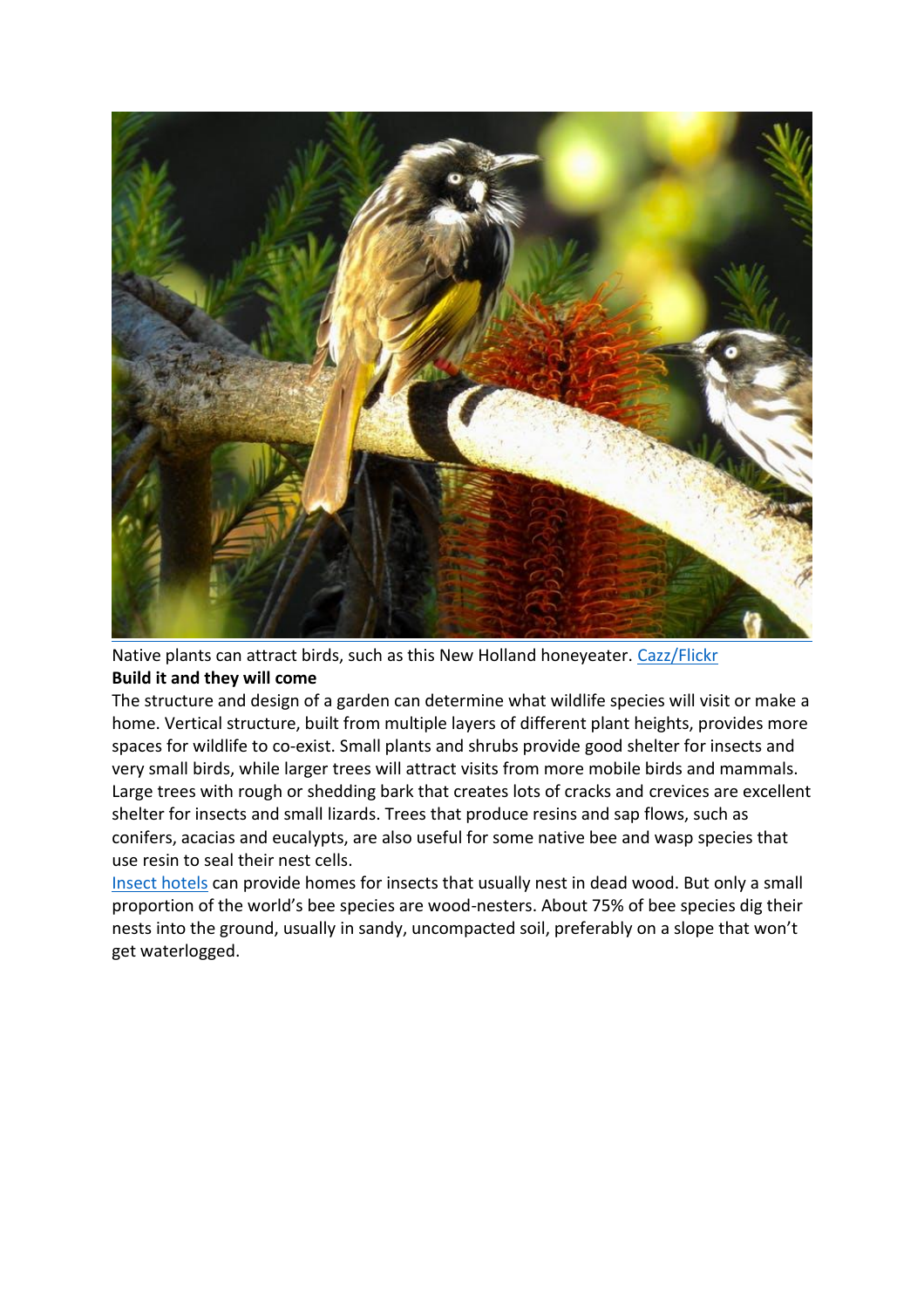Native plants can attract birds, such as this New Holland honeyeater. [Cazz/Flickr]

**Build it and they will come**

The structure and design of a garden can determine what wildlife species will visit or make a home. Vertical structure, built from multiple layers of different plant heights, provides more spaces for wildlife to co-exist. Small plants and shrubs provide good shelter for insects and very small birds, while larger trees will attract visits from more mobile birds and mammals. Large trees with rough or shedding bark that creates lots of cracks and crevices are excellent shelter for insects and small lizards. Trees that produce resins and sap flows, such as conifers, acacias and eucalypts, are also useful for some native bee and wasp species that use resin to seal their nest cells.

Insect hotels can provide homes for insects that usually nest in dead wood. But only a small proportion of the world's bee species are wood-nesters. About 75% of bee species dig their nests into the ground, usually in sandy, uncompacted soil, preferably on a slope that won't get waterlogged.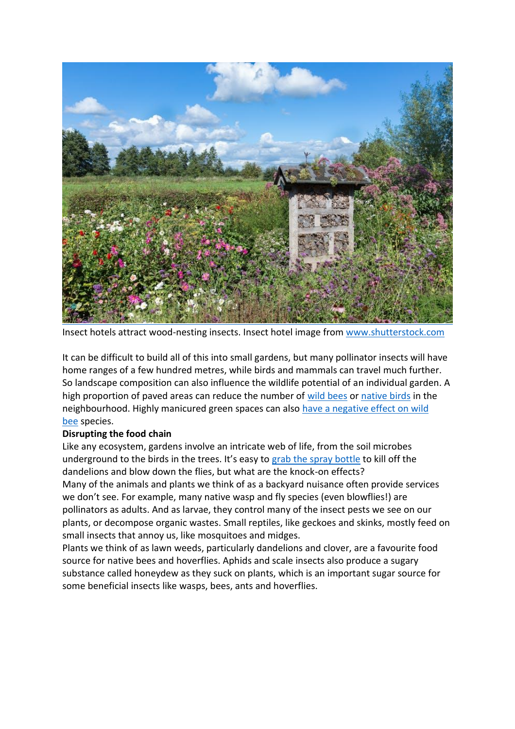Insect hotels attract wood-nesting insects. Insect hotel image from www.shutterstock.com

It can be difficult to build all of this into small gardens, but many pollinator insects will have home ranges of a few hundred metres, while birds and mammals can travel much further. So landscape composition can also influence the wildlife potential of an individual garden. A high proportion of paved areas can reduce the number of wild bees or native birds in the neighbourhood. Highly manicured green spaces can also have a negative effect on wild bee species.

**Disrupting the food chain**

Like any ecosystem, gardens involve an intricate web of life, from the soil microbes underground to the birds in the trees. It's easy to grab the spray bottle to kill off the dandelions and blow down the flies, but what are the knock-on effects?

Many of the animals and plants we think of as a backyard nuisance often provide services we don't see. For example, many native wasp and fly species (even blowflies!) are pollinators as adults. And as larvae, they control many of the insect pests we see on our plants, or decompose organic wastes. Small reptiles, like geckoes and skinks, mostly feed on small insects that annoy us, like mosquitoes and midges.

Plants we think of as lawn weeds, particularly dandelions and clover, are a favourite food source for native bees and hoverflies. Aphids and scale insects also produce a sugary substance called honeydew as they suck on plants, which is an important sugar source for some beneficial insects like wasps, bees, ants and hoverflies.